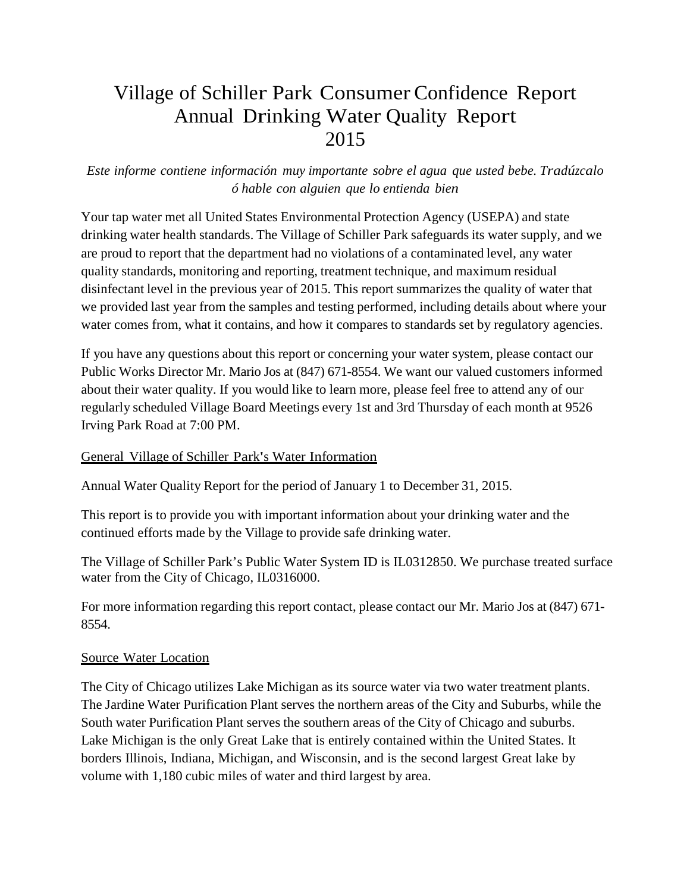# Village of Schiller Park Consumer Confidence Report Annual Drinking Water Quality Report 2015

*Este informe contiene información muy importante sobre el agua que usted bebe. Tradúzcalo ó hable con alguien que lo entienda bien*

Your tap water met all United States Environmental Protection Agency (USEPA) and state drinking water health standards. The Village of Schiller Park safeguards its water supply, and we are proud to report that the department had no violations of a contaminated level, any water quality standards, monitoring and reporting, treatment technique, and maximum residual disinfectant level in the previous year of 2015. This report summarizes the quality of water that we provided last year from the samples and testing performed, including details about where your water comes from, what it contains, and how it compares to standards set by regulatory agencies.

If you have any questions about this report or concerning your water system, please contact our Public Works Director Mr. Mario Jos at (847) 671-8554. We want our valued customers informed about their water quality. If you would like to learn more, please feel free to attend any of our regularly scheduled Village Board Meetings every 1st and 3rd Thursday of each month at 9526 Irving Park Road at 7:00 PM.

## General Village of Schiller Park's Water Information

Annual Water Quality Report for the period of January 1 to December 31, 2015.

This report is to provide you with important information about your drinking water and the continued efforts made by the Village to provide safe drinking water.

The Village of Schiller Park's Public Water System ID is IL0312850. We purchase treated surface water from the City of Chicago, IL0316000.

For more information regarding this report contact, please contact our Mr. Mario Jos at (847) 671-8554.

## Source Water Location

The City of Chicago utilizes Lake Michigan as its source water via two water treatment plants. The Jardine Water Purification Plant serves the northern areas of the City and Suburbs, while the South water Purification Plant serves the southern areas of the City of Chicago and suburbs. Lake Michigan is the only Great Lake that is entirely contained within the United States. It borders Illinois, Indiana, Michigan, and Wisconsin, and is the second largest Great lake by volume with 1,180 cubic miles of water and third largest by area.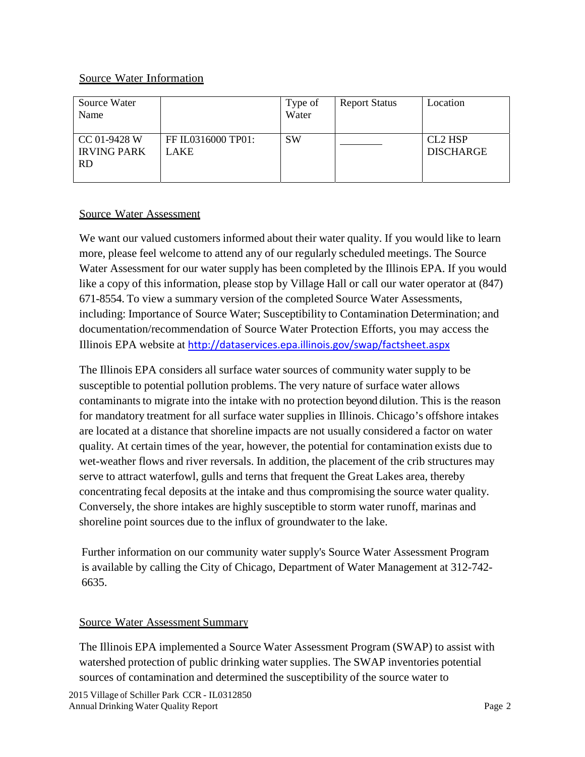## Source Water Information

| Source Water Name | | Type of Water | Report Status | Location |
|---|---|---|---|---|
| CC 01-9428 W IRVING PARK RD | FF IL0316000 TP01: LAKE | SW | ________ | CL2 HSP DISCHARGE |

## Source Water Assessment

We want our valued customers informed about their water quality. If you would like to learn more, please feel welcome to attend any of our regularly scheduled meetings. The Source Water Assessment for our water supply has been completed by the Illinois EPA. If you would like a copy of this information, please stop by Village Hall or call our water operator at (847) 671-8554. To view a summary version of the completed Source Water Assessments, including: Importance of Source Water; Susceptibility to Contamination Determination; and documentation/recommendation of Source Water Protection Efforts, you may access the Illinois EPA website at http://dataservices.epa.illinois.gov/swap/factsheet.aspx

The Illinois EPA considers all surface water sources of community water supply to be susceptible to potential pollution problems. The very nature of surface water allows contaminants to migrate into the intake with no protection beyond dilution. This is the reason for mandatory treatment for all surface water supplies in Illinois. Chicago's offshore intakes are located at a distance that shoreline impacts are not usually considered a factor on water quality. At certain times of the year, however, the potential for contamination exists due to wet-weather flows and river reversals. In addition, the placement of the crib structures may serve to attract waterfowl, gulls and terns that frequent the Great Lakes area, thereby concentrating fecal deposits at the intake and thus compromising the source water quality. Conversely, the shore intakes are highly susceptible to storm water runoff, marinas and shoreline point sources due to the influx of groundwater to the lake.

Further information on our community water supply's Source Water Assessment Program is available by calling the City of Chicago, Department of Water Management at 312-742-6635.

## Source Water Assessment Summary

The Illinois EPA implemented a Source Water Assessment Program (SWAP) to assist with watershed protection of public drinking water supplies. The SWAP inventories potential sources of contamination and determined the susceptibility of the source water to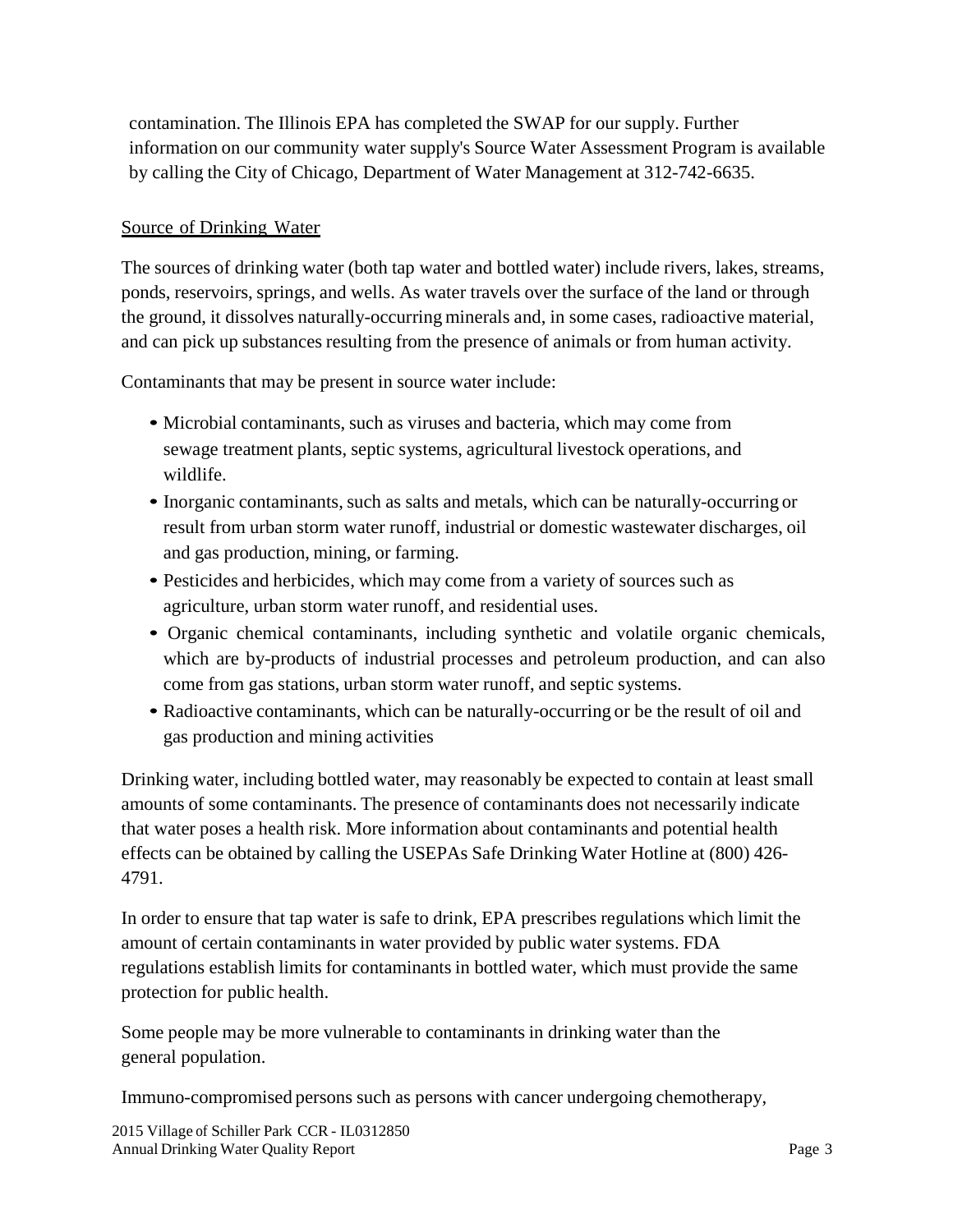contamination. The Illinois EPA has completed the SWAP for our supply. Further information on our community water supply's Source Water Assessment Program is available by calling the City of Chicago, Department of Water Management at 312-742-6635.

## Source of Drinking Water

The sources of drinking water (both tap water and bottled water) include rivers, lakes, streams, ponds, reservoirs, springs, and wells. As water travels over the surface of the land or through the ground, it dissolves naturally-occurring minerals and, in some cases, radioactive material, and can pick up substances resulting from the presence of animals or from human activity.

Contaminants that may be present in source water include:

- Microbial contaminants, such as viruses and bacteria, which may come from sewage treatment plants, septic systems, agricultural livestock operations, and wildlife.
- Inorganic contaminants, such as salts and metals, which can be naturally-occurring or result from urban storm water runoff, industrial or domestic wastewater discharges, oil and gas production, mining, or farming.
- Pesticides and herbicides, which may come from a variety of sources such as agriculture, urban storm water runoff, and residential uses.
- Organic chemical contaminants, including synthetic and volatile organic chemicals, which are by-products of industrial processes and petroleum production, and can also come from gas stations, urban storm water runoff, and septic systems.
- Radioactive contaminants, which can be naturally-occurring or be the result of oil and gas production and mining activities

Drinking water, including bottled water, may reasonably be expected to contain at least small amounts of some contaminants. The presence of contaminants does not necessarily indicate that water poses a health risk. More information about contaminants and potential health effects can be obtained by calling the USEPAs Safe Drinking Water Hotline at (800) 426-4791.

In order to ensure that tap water is safe to drink, EPA prescribes regulations which limit the amount of certain contaminants in water provided by public water systems. FDA regulations establish limits for contaminants in bottled water, which must provide the same protection for public health.

Some people may be more vulnerable to contaminants in drinking water than the general population.

Immuno-compromised persons such as persons with cancer undergoing chemotherapy,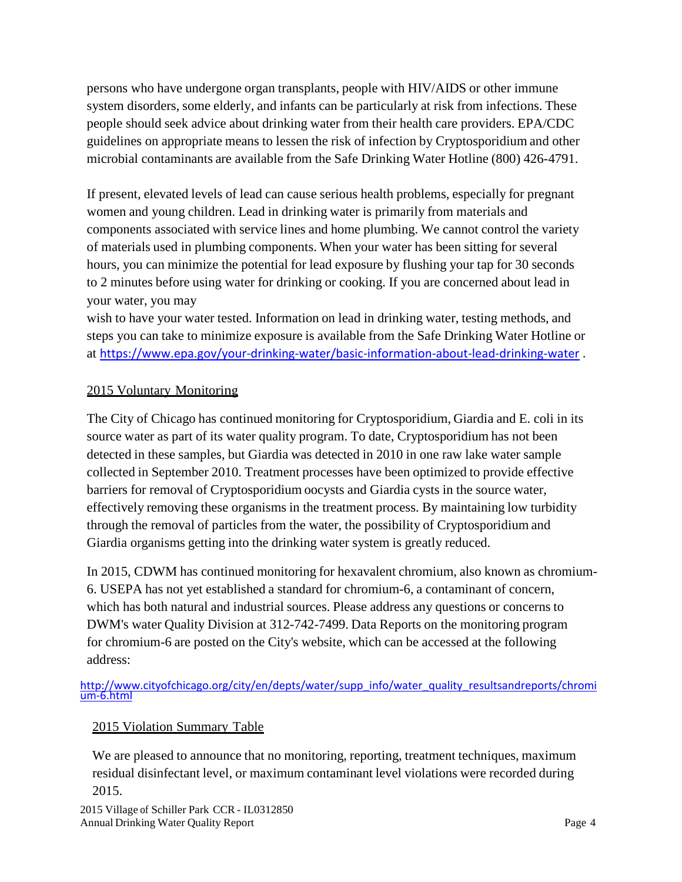persons who have undergone organ transplants, people with HIV/AIDS or other immune system disorders, some elderly, and infants can be particularly at risk from infections. These people should seek advice about drinking water from their health care providers. EPA/CDC guidelines on appropriate means to lessen the risk of infection by Cryptosporidium and other microbial contaminants are available from the Safe Drinking Water Hotline (800) 426-4791.

If present, elevated levels of lead can cause serious health problems, especially for pregnant women and young children. Lead in drinking water is primarily from materials and components associated with service lines and home plumbing. We cannot control the variety of materials used in plumbing components. When your water has been sitting for several hours, you can minimize the potential for lead exposure by flushing your tap for 30 seconds to 2 minutes before using water for drinking or cooking. If you are concerned about lead in your water, you may wish to have your water tested. Information on lead in drinking water, testing methods, and steps you can take to minimize exposure is available from the Safe Drinking Water Hotline or at https://www.epa.gov/your-drinking-water/basic-information-about-lead-drinking-water .

## 2015 Voluntary Monitoring

The City of Chicago has continued monitoring for Cryptosporidium, Giardia and E. coli in its source water as part of its water quality program. To date, Cryptosporidium has not been detected in these samples, but Giardia was detected in 2010 in one raw lake water sample collected in September 2010. Treatment processes have been optimized to provide effective barriers for removal of Cryptosporidium oocysts and Giardia cysts in the source water, effectively removing these organisms in the treatment process. By maintaining low turbidity through the removal of particles from the water, the possibility of Cryptosporidium and Giardia organisms getting into the drinking water system is greatly reduced.

In 2015, CDWM has continued monitoring for hexavalent chromium, also known as chromium-6. USEPA has not yet established a standard for chromium-6, a contaminant of concern, which has both natural and industrial sources. Please address any questions or concerns to DWM's water Quality Division at 312-742-7499. Data Reports on the monitoring program for chromium-6 are posted on the City's website, which can be accessed at the following address:

http://www.cityofchicago.org/city/en/depts/water/supp_info/water_quality_resultsandreports/chromium-6.html

## 2015 Violation Summary Table

We are pleased to announce that no monitoring, reporting, treatment techniques, maximum residual disinfectant level, or maximum contaminant level violations were recorded during 2015.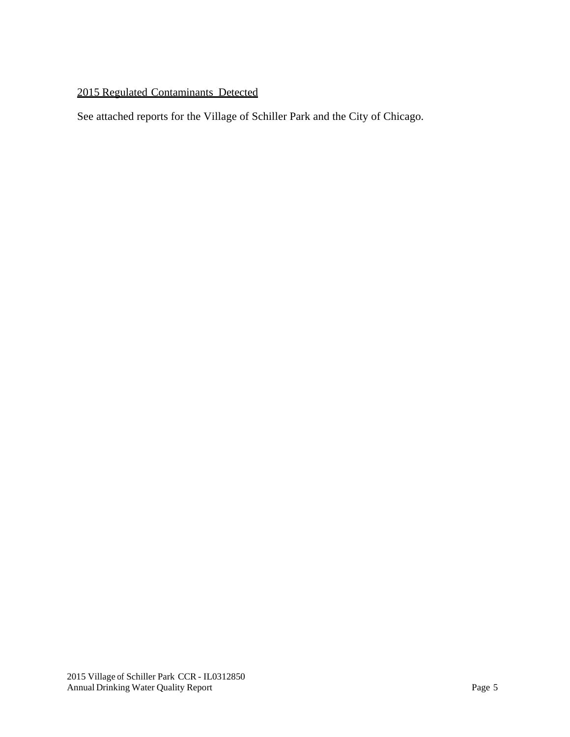## 2015 Regulated Contaminants Detected

See attached reports for the Village of Schiller Park and the City of Chicago.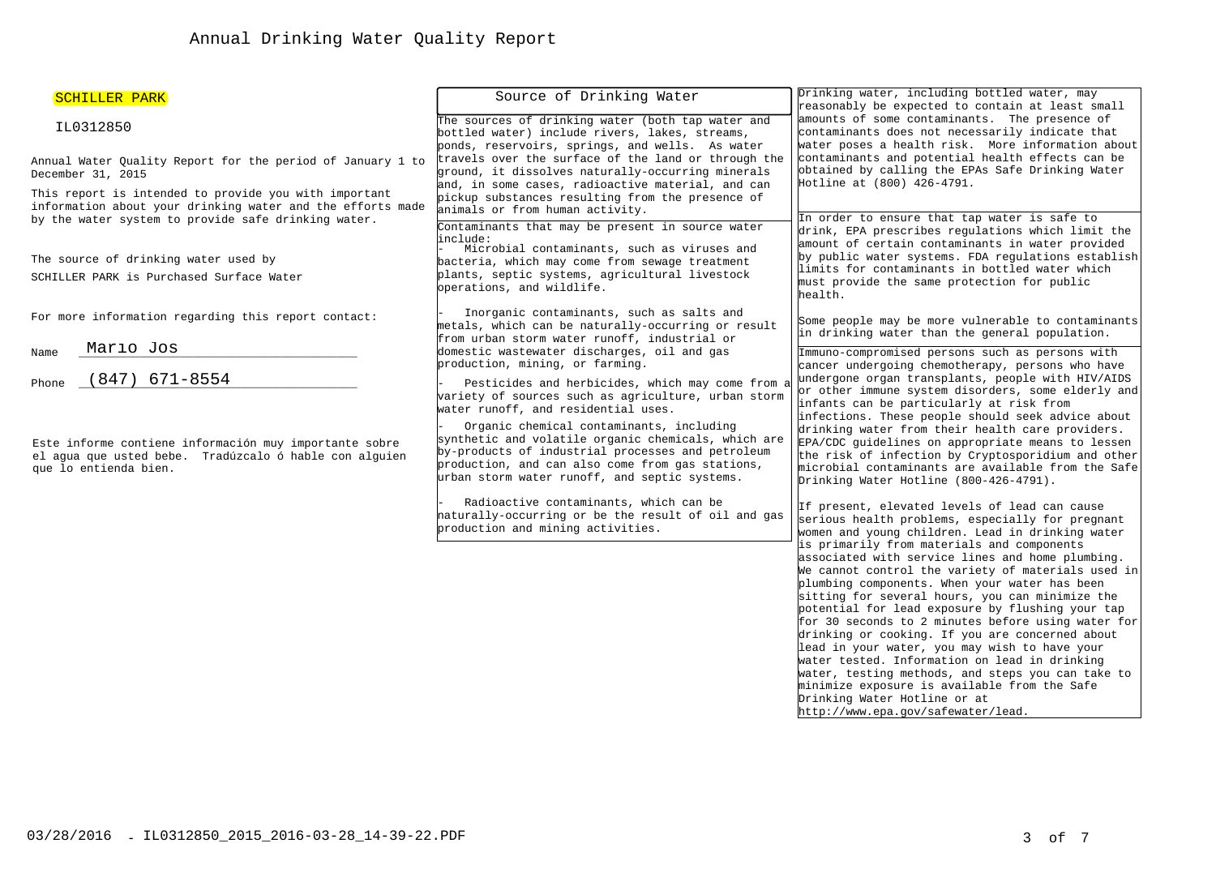# Annual Drinking Water Quality Report

SCHILLER PARK

IL0312850

Annual Water Quality Report for the period of January 1 to December 31, 2015

This report is intended to provide you with important information about your drinking water and the efforts made by the water system to provide safe drinking water.

The source of drinking water used by SCHILLER PARK is Purchased Surface Water

For more information regarding this report contact:

Name Marıo Jos

Phone (847) 671-8554

Este informe contiene información muy importante sobre el agua que usted bebe. Tradúzcalo ó hable con alguien que lo entienda bien.

## Source of Drinking Water

The sources of drinking water (both tap water and bottled water) include rivers, lakes, streams, ponds, reservoirs, springs, and wells. As water travels over the surface of the land or through the ground, it dissolves naturally-occurring minerals and, in some cases, radioactive material, and can pickup substances resulting from the presence of animals or from human activity.

Contaminants that may be present in source water include:

- Microbial contaminants, such as viruses and bacteria, which may come from sewage treatment plants, septic systems, agricultural livestock operations, and wildlife.
- Inorganic contaminants, such as salts and metals, which can be naturally-occurring or result from urban storm water runoff, industrial or domestic wastewater discharges, oil and gas production, mining, or farming.
- Pesticides and herbicides, which may come from a variety of sources such as agriculture, urban storm water runoff, and residential uses.
- Organic chemical contaminants, including synthetic and volatile organic chemicals, which are by-products of industrial processes and petroleum production, and can also come from gas stations, urban storm water runoff, and septic systems.
- Radioactive contaminants, which can be naturally-occurring or be the result of oil and gas production and mining activities.

Drinking water, including bottled water, may reasonably be expected to contain at least small amounts of some contaminants. The presence of contaminants does not necessarily indicate that water poses a health risk. More information about contaminants and potential health effects can be obtained by calling the EPAs Safe Drinking Water Hotline at (800) 426-4791.

In order to ensure that tap water is safe to drink, EPA prescribes regulations which limit the amount of certain contaminants in water provided by public water systems. FDA regulations establish limits for contaminants in bottled water which must provide the same protection for public health.

Some people may be more vulnerable to contaminants in drinking water than the general population.

Immuno-compromised persons such as persons with cancer undergoing chemotherapy, persons who have undergone organ transplants, people with HIV/AIDS or other immune system disorders, some elderly and infants can be particularly at risk from infections. These people should seek advice about drinking water from their health care providers. EPA/CDC guidelines on appropriate means to lessen the risk of infection by Cryptosporidium and other microbial contaminants are available from the Safe Drinking Water Hotline (800-426-4791).

If present, elevated levels of lead can cause serious health problems, especially for pregnant women and young children. Lead in drinking water is primarily from materials and components associated with service lines and home plumbing. We cannot control the variety of materials used in plumbing components. When your water has been sitting for several hours, you can minimize the potential for lead exposure by flushing your tap for 30 seconds to 2 minutes before using water for drinking or cooking. If you are concerned about lead in your water, you may wish to have your water tested. Information on lead in drinking water, testing methods, and steps you can take to minimize exposure is available from the Safe Drinking Water Hotline or at http://www.epa.gov/safewater/lead.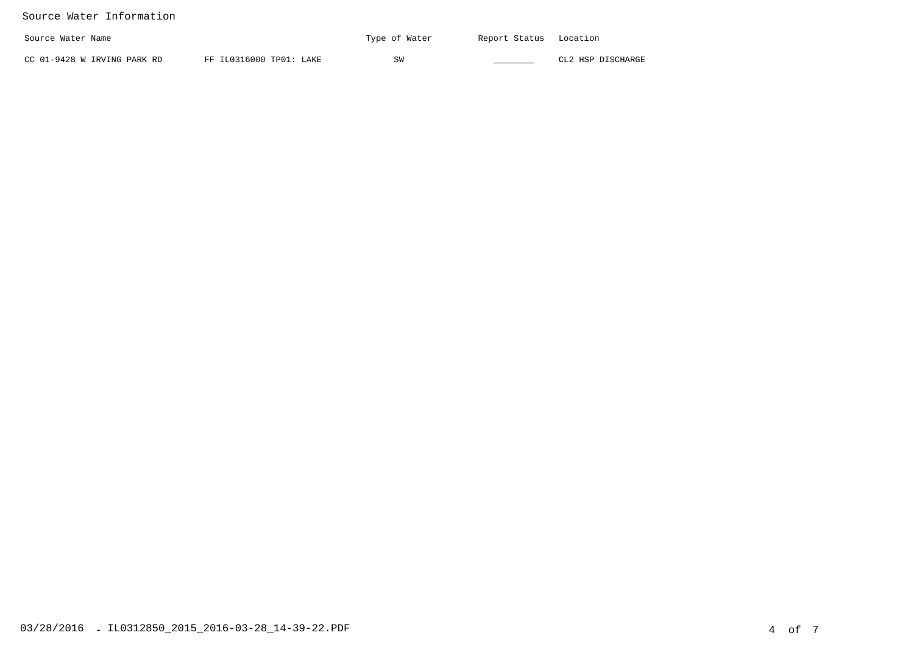## Source Water Information

| Source Water Name | | Type of Water | Report Status | Location |
|---|---|---|---|---|
| CC 01-9428 W IRVING PARK RD | FF IL0316000 TP01: LAKE | SW | ________ | CL2 HSP DISCHARGE |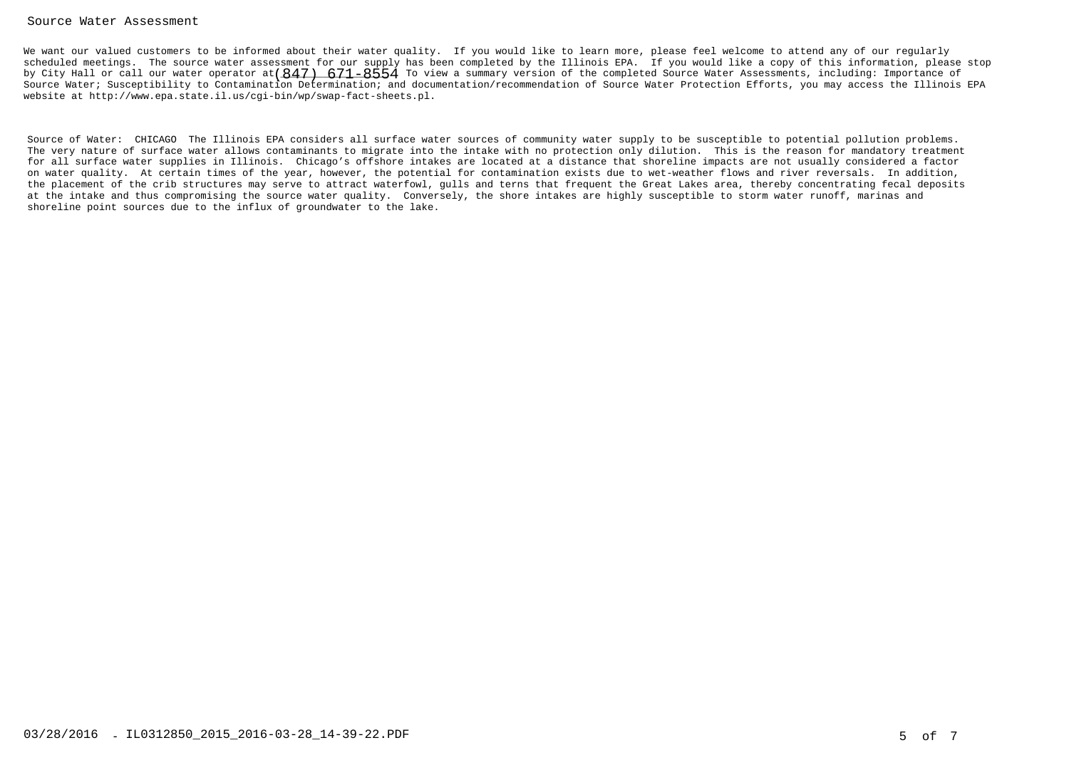## Source Water Assessment

We want our valued customers to be informed about their water quality. If you would like to learn more, please feel welcome to attend any of our regularly scheduled meetings. The source water assessment for our supply has been completed by the Illinois EPA. If you would like a copy of this information, please stop by City Hall or call our water operator at (847) 671-8554 To view a summary version of the completed Source Water Assessments, including: Importance of Source Water; Susceptibility to Contamination Determination; and documentation/recommendation of Source Water Protection Efforts, you may access the Illinois EPA website at http://www.epa.state.il.us/cgi-bin/wp/swap-fact-sheets.pl.

Source of Water: CHICAGO The Illinois EPA considers all surface water sources of community water supply to be susceptible to potential pollution problems. The very nature of surface water allows contaminants to migrate into the intake with no protection only dilution. This is the reason for mandatory treatment for all surface water supplies in Illinois. Chicago's offshore intakes are located at a distance that shoreline impacts are not usually considered a factor on water quality. At certain times of the year, however, the potential for contamination exists due to wet-weather flows and river reversals. In addition, the placement of the crib structures may serve to attract waterfowl, gulls and terns that frequent the Great Lakes area, thereby concentrating fecal deposits at the intake and thus compromising the source water quality. Conversely, the shore intakes are highly susceptible to storm water runoff, marinas and shoreline point sources due to the influx of groundwater to the lake.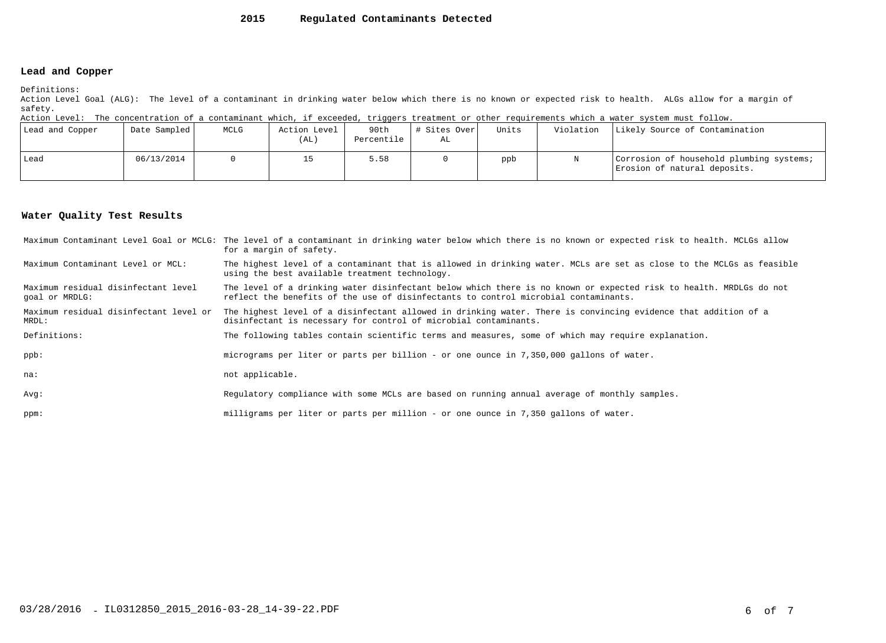# 2015 Regulated Contaminants Detected

## Lead and Copper

Definitions:
Action Level Goal (ALG): The level of a contaminant in drinking water below which there is no known or expected risk to health. ALGs allow for a margin of safety.
Action Level: The concentration of a contaminant which, if exceeded, triggers treatment or other requirements which a water system must follow.

| Lead and Copper | Date Sampled | MCLG | Action Level (AL) | 90th Percentile | # Sites Over AL | Units | Violation | Likely Source of Contamination |
|---|---|---|---|---|---|---|---|---|
| Lead | 06/13/2014 | 0 | 15 | 5.58 | 0 | ppb | N | Corrosion of household plumbing systems; Erosion of natural deposits. |

## Water Quality Test Results

| | |
|---|---|
| Maximum Contaminant Level Goal or MCLG: | The level of a contaminant in drinking water below which there is no known or expected risk to health. MCLGs allow for a margin of safety. |
| Maximum Contaminant Level or MCL: | The highest level of a contaminant that is allowed in drinking water. MCLs are set as close to the MCLGs as feasible using the best available treatment technology. |
| Maximum residual disinfectant level goal or MRDLG: | The level of a drinking water disinfectant below which there is no known or expected risk to health. MRDLGs do not reflect the benefits of the use of disinfectants to control microbial contaminants. |
| Maximum residual disinfectant level or MRDL: | The highest level of a disinfectant allowed in drinking water. There is convincing evidence that addition of a disinfectant is necessary for control of microbial contaminants. |
| Definitions: | The following tables contain scientific terms and measures, some of which may require explanation. |
| ppb: | micrograms per liter or parts per billion - or one ounce in 7,350,000 gallons of water. |
| na: | not applicable. |
| Avg: | Regulatory compliance with some MCLs are based on running annual average of monthly samples. |
| ppm: | milligrams per liter or parts per million - or one ounce in 7,350 gallons of water. |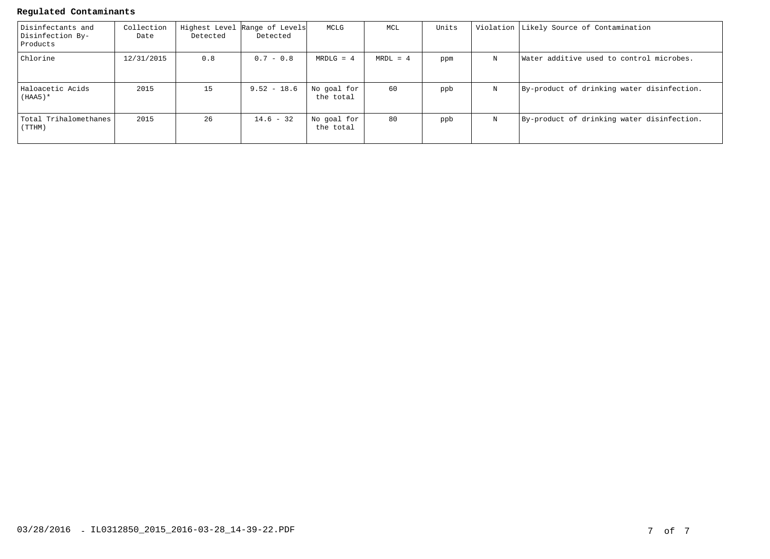**Regulated Contaminants**

| Disinfectants and Disinfection By-Products | Collection Date | Highest Level Detected | Range of Levels Detected | MCLG | MCL | Units | Violation | Likely Source of Contamination |
|---|---|---|---|---|---|---|---|---|
| Chlorine | 12/31/2015 | 0.8 | 0.7 - 0.8 | MRDLG = 4 | MRDL = 4 | ppm | N | Water additive used to control microbes. |
| Haloacetic Acids (HAA5)* | 2015 | 15 | 9.52 - 18.6 | No goal for the total | 60 | ppb | N | By-product of drinking water disinfection. |
| Total Trihalomethanes (TTHM) | 2015 | 26 | 14.6 - 32 | No goal for the total | 80 | ppb | N | By-product of drinking water disinfection. |

03/28/2016 - IL0312850_2015_2016-03-28_14-39-22.PDF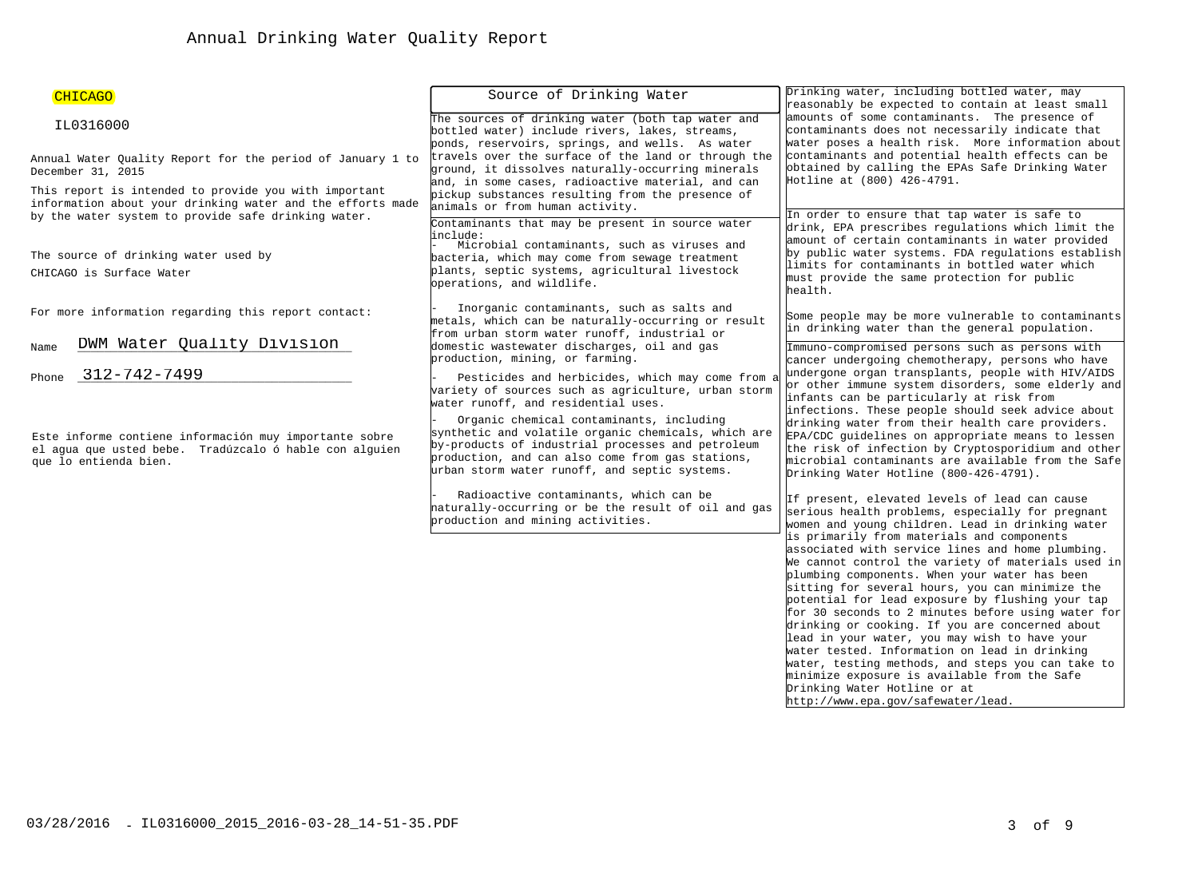# Annual Drinking Water Quality Report

**CHICAGO**

IL0316000

Annual Water Quality Report for the period of January 1 to December 31, 2015

This report is intended to provide you with important information about your drinking water and the efforts made by the water system to provide safe drinking water.

The source of drinking water used by CHICAGO is Surface Water

For more information regarding this report contact:

Name DWM Water Quality Division

Phone 312-742-7499

Este informe contiene información muy importante sobre el agua que usted bebe. Tradúzcalo ó hable con alguien que lo entienda bien.

## Source of Drinking Water

The sources of drinking water (both tap water and bottled water) include rivers, lakes, streams, ponds, reservoirs, springs, and wells. As water travels over the surface of the land or through the ground, it dissolves naturally-occurring minerals and, in some cases, radioactive material, and can pickup substances resulting from the presence of animals or from human activity.

Contaminants that may be present in source water include:

- Microbial contaminants, such as viruses and bacteria, which may come from sewage treatment plants, septic systems, agricultural livestock operations, and wildlife.
- Inorganic contaminants, such as salts and metals, which can be naturally-occurring or result from urban storm water runoff, industrial or domestic wastewater discharges, oil and gas production, mining, or farming.
- Pesticides and herbicides, which may come from a variety of sources such as agriculture, urban storm water runoff, and residential uses.
- Organic chemical contaminants, including synthetic and volatile organic chemicals, which are by-products of industrial processes and petroleum production, and can also come from gas stations, urban storm water runoff, and septic systems.
- Radioactive contaminants, which can be naturally-occurring or be the result of oil and gas production and mining activities.

Drinking water, including bottled water, may reasonably be expected to contain at least small amounts of some contaminants. The presence of contaminants does not necessarily indicate that water poses a health risk. More information about contaminants and potential health effects can be obtained by calling the EPAs Safe Drinking Water Hotline at (800) 426-4791.

In order to ensure that tap water is safe to drink, EPA prescribes regulations which limit the amount of certain contaminants in water provided by public water systems. FDA regulations establish limits for contaminants in bottled water which must provide the same protection for public health.

Some people may be more vulnerable to contaminants in drinking water than the general population.

Immuno-compromised persons such as persons with cancer undergoing chemotherapy, persons who have undergone organ transplants, people with HIV/AIDS or other immune system disorders, some elderly and infants can be particularly at risk from infections. These people should seek advice about drinking water from their health care providers. EPA/CDC guidelines on appropriate means to lessen the risk of infection by Cryptosporidium and other microbial contaminants are available from the Safe Drinking Water Hotline (800-426-4791).

If present, elevated levels of lead can cause serious health problems, especially for pregnant women and young children. Lead in drinking water is primarily from materials and components associated with service lines and home plumbing. We cannot control the variety of materials used in plumbing components. When your water has been sitting for several hours, you can minimize the potential for lead exposure by flushing your tap for 30 seconds to 2 minutes before using water for drinking or cooking. If you are concerned about lead in your water, you may wish to have your water tested. Information on lead in drinking water, testing methods, and steps you can take to minimize exposure is available from the Safe Drinking Water Hotline or at http://www.epa.gov/safewater/lead.

03/28/2016 - IL0316000_2015_2016-03-28_14-51-35.PDF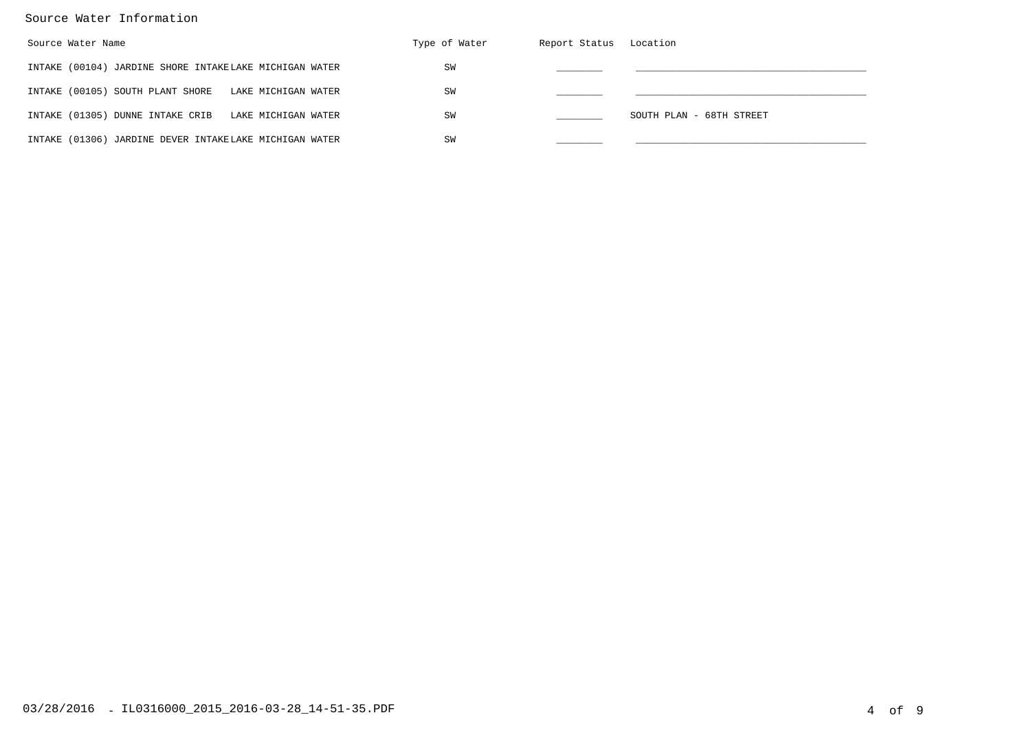Source Water Information

| Source Water Name | | Type of Water | Report Status | Location |
|---|---|---|---|---|
| INTAKE (00104) JARDINE SHORE INTAKE | LAKE MICHIGAN WATER | SW | ________ | ________________________________________ |
| INTAKE (00105) SOUTH PLANT SHORE | LAKE MICHIGAN WATER | SW | ________ | ________________________________________ |
| INTAKE (01305) DUNNE INTAKE CRIB | LAKE MICHIGAN WATER | SW | ________ | SOUTH PLAN - 68TH STREET |
| INTAKE (01306) JARDINE DEVER INTAKE | LAKE MICHIGAN WATER | SW | ________ | ________________________________________ |

03/28/2016 - IL0316000_2015_2016-03-28_14-51-35.PDF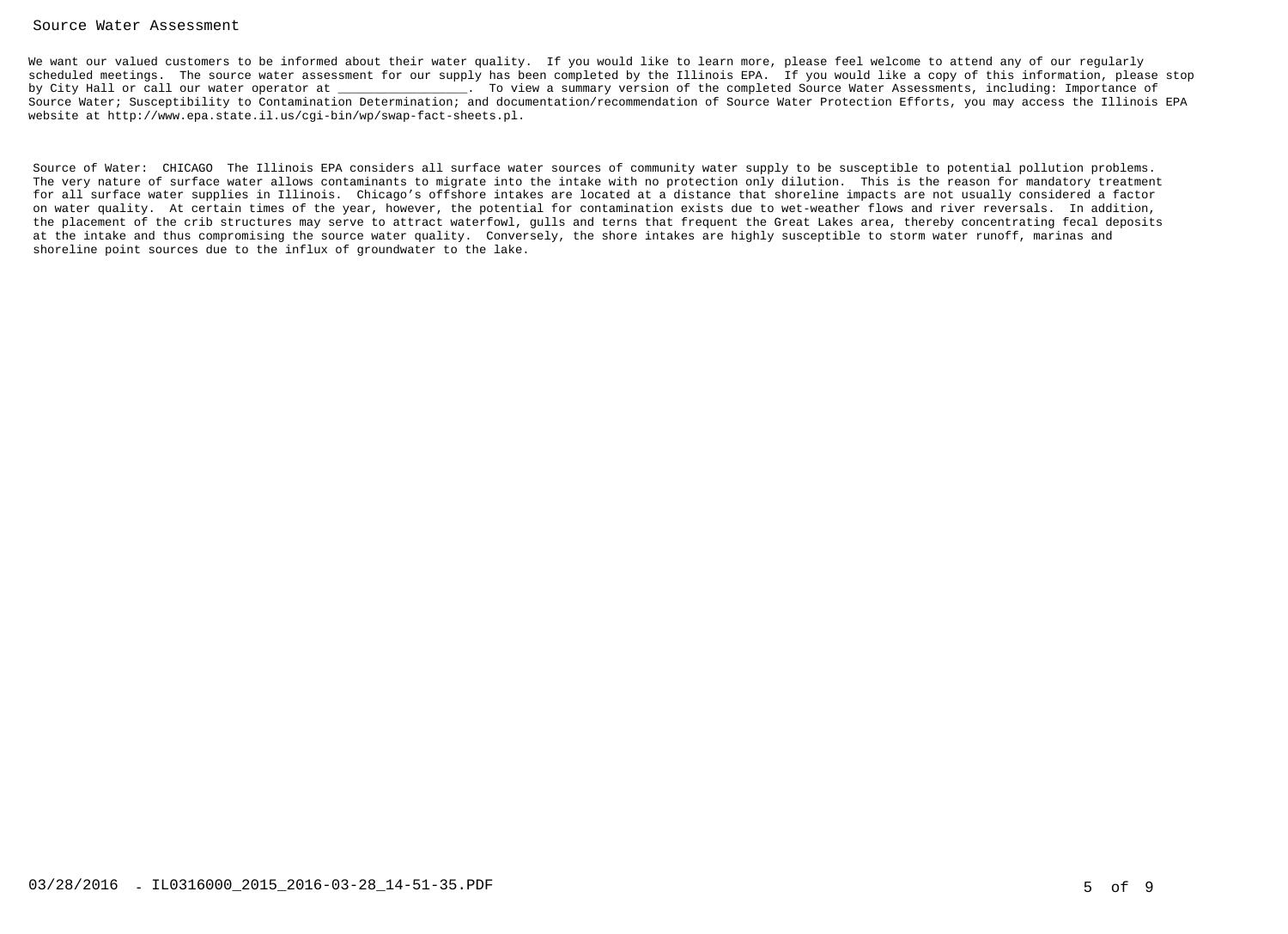## Source Water Assessment

We want our valued customers to be informed about their water quality. If you would like to learn more, please feel welcome to attend any of our regularly scheduled meetings. The source water assessment for our supply has been completed by the Illinois EPA. If you would like a copy of this information, please stop by City Hall or call our water operator at _________________. To view a summary version of the completed Source Water Assessments, including: Importance of Source Water; Susceptibility to Contamination Determination; and documentation/recommendation of Source Water Protection Efforts, you may access the Illinois EPA website at http://www.epa.state.il.us/cgi-bin/wp/swap-fact-sheets.pl.

Source of Water: CHICAGO The Illinois EPA considers all surface water sources of community water supply to be susceptible to potential pollution problems. The very nature of surface water allows contaminants to migrate into the intake with no protection only dilution. This is the reason for mandatory treatment for all surface water supplies in Illinois. Chicago's offshore intakes are located at a distance that shoreline impacts are not usually considered a factor on water quality. At certain times of the year, however, the potential for contamination exists due to wet-weather flows and river reversals. In addition, the placement of the crib structures may serve to attract waterfowl, gulls and terns that frequent the Great Lakes area, thereby concentrating fecal deposits at the intake and thus compromising the source water quality. Conversely, the shore intakes are highly susceptible to storm water runoff, marinas and shoreline point sources due to the influx of groundwater to the lake.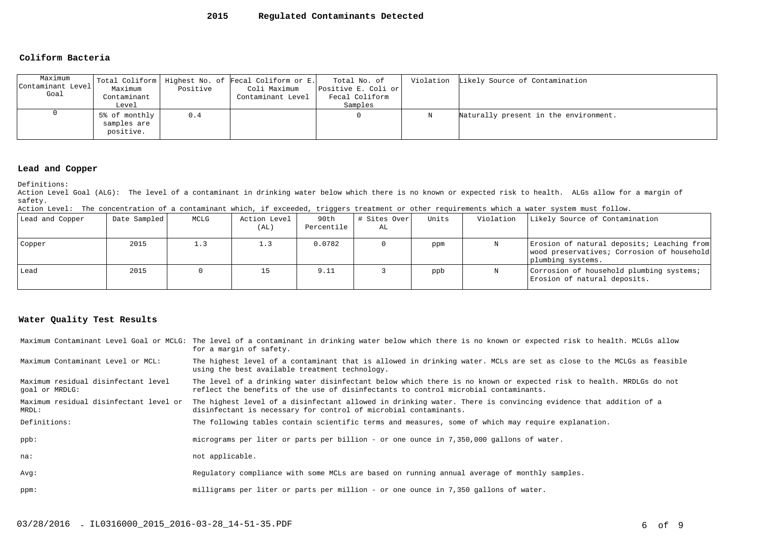# 2015 Regulated Contaminants Detected

### Coliform Bacteria

| Maximum Contaminant Level Goal | Total Coliform Maximum Contaminant Level | Highest No. of Positive | Fecal Coliform or E. Coli Maximum Contaminant Level | Total No. of Positive E. Coli or Fecal Coliform Samples | Violation | Likely Source of Contamination |
|---|---|---|---|---|---|---|
| 0 | 5% of monthly samples are positive. | 0.4 | | 0 | N | Naturally present in the environment. |

### Lead and Copper

Definitions:

Action Level Goal (ALG): The level of a contaminant in drinking water below which there is no known or expected risk to health. ALGs allow for a margin of safety.

Action Level: The concentration of a contaminant which, if exceeded, triggers treatment or other requirements which a water system must follow.

| Lead and Copper | Date Sampled | MCLG | Action Level (AL) | 90th Percentile | # Sites Over AL | Units | Violation | Likely Source of Contamination |
|---|---|---|---|---|---|---|---|---|
| Copper | 2015 | 1.3 | 1.3 | 0.0782 | 0 | ppm | N | Erosion of natural deposits; Leaching from wood preservatives; Corrosion of household plumbing systems. |
| Lead | 2015 | 0 | 15 | 9.11 | 3 | ppb | N | Corrosion of household plumbing systems; Erosion of natural deposits. |

### Water Quality Test Results

| | |
|---|---|
| Maximum Contaminant Level Goal or MCLG: | The level of a contaminant in drinking water below which there is no known or expected risk to health. MCLGs allow for a margin of safety. |
| Maximum Contaminant Level or MCL: | The highest level of a contaminant that is allowed in drinking water. MCLs are set as close to the MCLGs as feasible using the best available treatment technology. |
| Maximum residual disinfectant level goal or MRDLG: | The level of a drinking water disinfectant below which there is no known or expected risk to health. MRDLGs do not reflect the benefits of the use of disinfectants to control microbial contaminants. |
| Maximum residual disinfectant level or MRDL: | The highest level of a disinfectant allowed in drinking water. There is convincing evidence that addition of a disinfectant is necessary for control of microbial contaminants. |
| Definitions: | The following tables contain scientific terms and measures, some of which may require explanation. |
| ppb: | micrograms per liter or parts per billion - or one ounce in 7,350,000 gallons of water. |
| na: | not applicable. |
| Avg: | Regulatory compliance with some MCLs are based on running annual average of monthly samples. |
| ppm: | milligrams per liter or parts per million - or one ounce in 7,350 gallons of water. |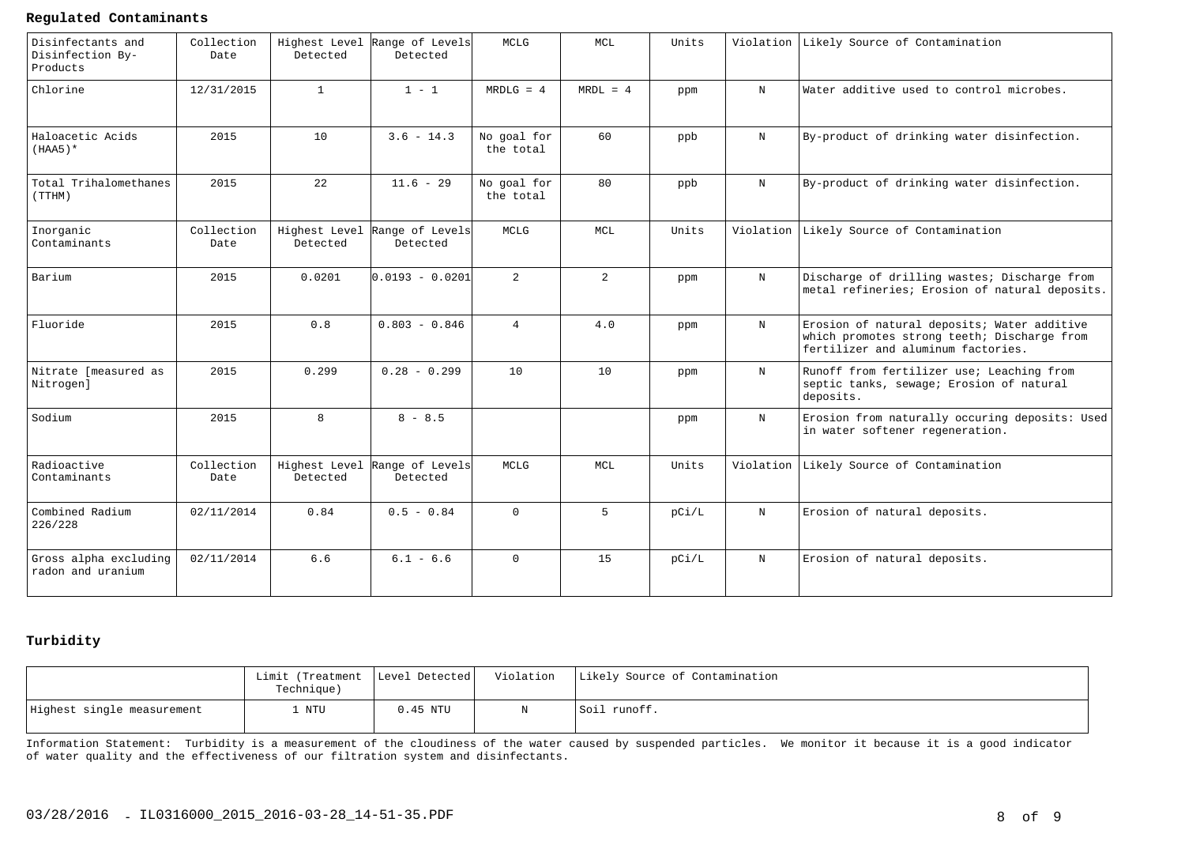**Regulated Contaminants**

| Disinfectants and Disinfection By-Products | Collection Date | Highest Level Detected | Range of Levels Detected | MCLG | MCL | Units | Violation | Likely Source of Contamination |
|---|---|---|---|---|---|---|---|---|
| Chlorine | 12/31/2015 | 1 | 1 - 1 | MRDLG = 4 | MRDL = 4 | ppm | N | Water additive used to control microbes. |
| Haloacetic Acids (HAA5)* | 2015 | 10 | 3.6 - 14.3 | No goal for the total | 60 | ppb | N | By-product of drinking water disinfection. |
| Total Trihalomethanes (TTHM) | 2015 | 22 | 11.6 - 29 | No goal for the total | 80 | ppb | N | By-product of drinking water disinfection. |
| **Inorganic Contaminants** | **Collection Date** | **Highest Level Detected** | **Range of Levels Detected** | **MCLG** | **MCL** | **Units** | **Violation** | **Likely Source of Contamination** |
| Barium | 2015 | 0.0201 | 0.0193 - 0.0201 | 2 | 2 | ppm | N | Discharge of drilling wastes; Discharge from metal refineries; Erosion of natural deposits. |
| Fluoride | 2015 | 0.8 | 0.803 - 0.846 | 4 | 4.0 | ppm | N | Erosion of natural deposits; Water additive which promotes strong teeth; Discharge from fertilizer and aluminum factories. |
| Nitrate [measured as Nitrogen] | 2015 | 0.299 | 0.28 - 0.299 | 10 | 10 | ppm | N | Runoff from fertilizer use; Leaching from septic tanks, sewage; Erosion of natural deposits. |
| Sodium | 2015 | 8 | 8 - 8.5 | | | ppm | N | Erosion from naturally occuring deposits: Used in water softener regeneration. |
| **Radioactive Contaminants** | **Collection Date** | **Highest Level Detected** | **Range of Levels Detected** | **MCLG** | **MCL** | **Units** | **Violation** | **Likely Source of Contamination** |
| Combined Radium 226/228 | 02/11/2014 | 0.84 | 0.5 - 0.84 | 0 | 5 | pCi/L | N | Erosion of natural deposits. |
| Gross alpha excluding radon and uranium | 02/11/2014 | 6.6 | 6.1 - 6.6 | 0 | 15 | pCi/L | N | Erosion of natural deposits. |

**Turbidity**

| | Limit (Treatment Technique) | Level Detected | Violation | Likely Source of Contamination |
|---|---|---|---|---|
| Highest single measurement | 1 NTU | 0.45 NTU | N | Soil runoff. |

Information Statement: Turbidity is a measurement of the cloudiness of the water caused by suspended particles. We monitor it because it is a good indicator of water quality and the effectiveness of our filtration system and disinfectants.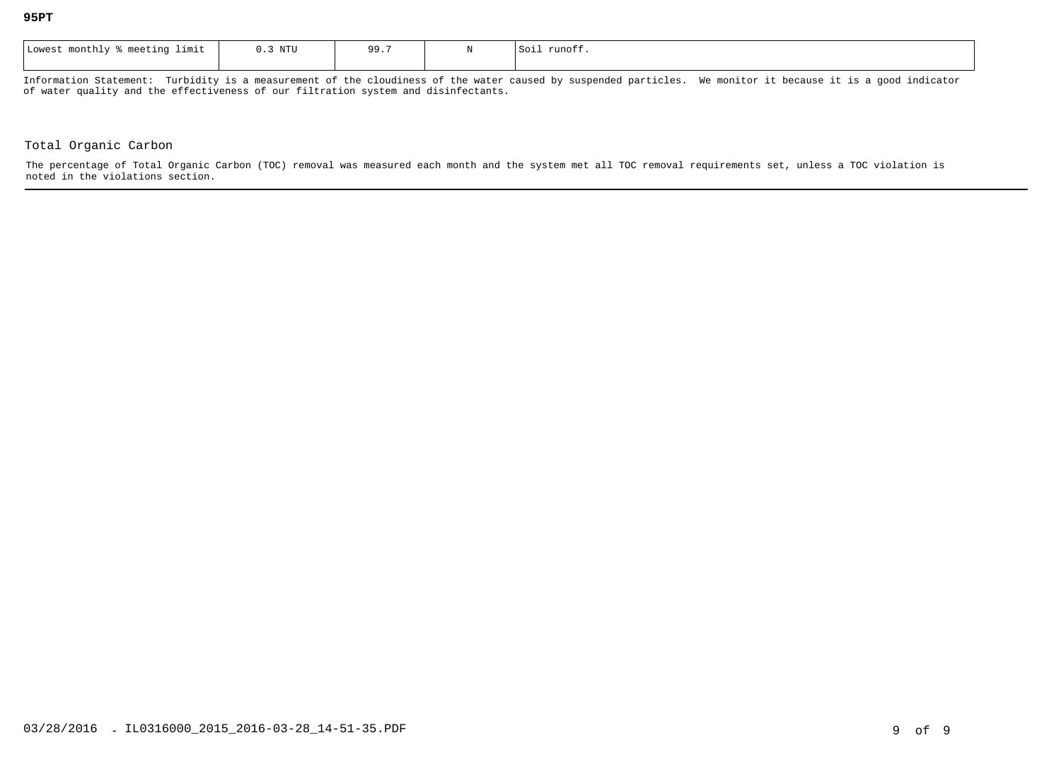**95PT**

| | | | | |
|---|---|---|---|---|
| Lowest monthly % meeting limit | 0.3 NTU | 99.7 | N | Soil runoff. |

Information Statement: Turbidity is a measurement of the cloudiness of the water caused by suspended particles. We monitor it because it is a good indicator of water quality and the effectiveness of our filtration system and disinfectants.

## Total Organic Carbon

The percentage of Total Organic Carbon (TOC) removal was measured each month and the system met all TOC removal requirements set, unless a TOC violation is noted in the violations section.